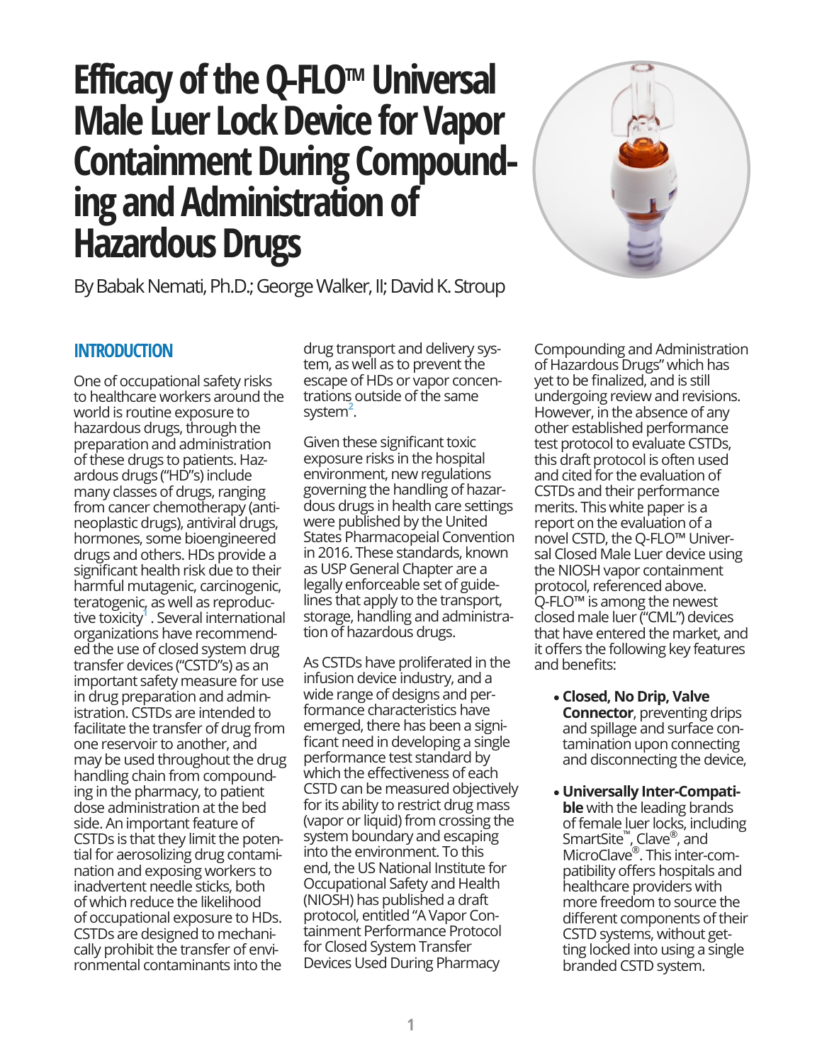# Efficacy of the Q-FLO™ Universal Male Luer Lock Device for Vapor Containment During Compounding and Administration of Hazardous Drugs

By Babak Nemati, Ph.D.; George Walker, II; David K. Stroup

## INTRODUCTION

One of occupational safety risks to healthcare workers around the world is routine exposure to hazardous drugs, through the preparation and administration of these drugs to patients. Hazardous drugs ("HD"s) include many classes of drugs, ranging from cancer chemotherapy (antineoplastic drugs), antiviral drugs, hormones, some bioengineered drugs and others. HDs provide a significant health risk due to their harmful mutagenic, carcinogenic, teratogenic, as well as reproductive toxicity[1]. Several international organizations have recommended the use of closed system drug transfer devices ("CSTD"s) as an important safety measure for use in drug preparation and administration. CSTDs are intended to facilitate the transfer of drug from one reservoir to another, and may be used throughout the drug handling chain from compounding in the pharmacy, to patient dose administration at the bed side. An important feature of CSTDs is that they limit the potential for aerosolizing drug contamination and exposing workers to inadvertent needle sticks, both of which reduce the likelihood of occupational exposure to HDs. CSTDs are designed to mechanically prohibit the transfer of environmental contaminants into the drug transport and delivery system, as well as to prevent the escape of HDs or vapor concentrations outside of the same system[2].

Given these significant toxic exposure risks in the hospital environment, new regulations governing the handling of hazardous drugs in health care settings were published by the United States Pharmacopeial Convention in 2016. These standards, known as USP General Chapter are a legally enforceable set of guidelines that apply to the transport, storage, handling and administration of hazardous drugs.

As CSTDs have proliferated in the infusion device industry, and a wide range of designs and performance characteristics have emerged, there has been a significant need in developing a single performance test standard by which the effectiveness of each CSTD can be measured objectively for its ability to restrict drug mass (vapor or liquid) from crossing the system boundary and escaping into the environment. To this end, the US National Institute for Occupational Safety and Health (NIOSH) has published a draft protocol, entitled "A Vapor Containment Performance Protocol for Closed System Transfer Devices Used During Pharmacy Compounding and Administration of Hazardous Drugs" which has yet to be finalized, and is still undergoing review and revisions. However, in the absence of any other established performance test protocol to evaluate CSTDs, this draft protocol is often used and cited for the evaluation of CSTDs and their performance merits. This white paper is a report on the evaluation of a novel CSTD, the Q-FLO™ Universal Closed Male Luer device using the NIOSH vapor containment protocol, referenced above. Q-FLO™ is among the newest closed male luer ("CML") devices that have entered the market, and it offers the following key features and benefits:

- **Closed, No Drip, Valve Connector**, preventing drips and spillage and surface contamination upon connecting and disconnecting the device,
- **Universally Inter-Compatible** with the leading brands of female luer locks, including SmartSite™, Clave®, and MicroClave®. This inter-compatibility offers hospitals and healthcare providers with more freedom to source the different components of their CSTD systems, without getting locked into using a single branded CSTD system.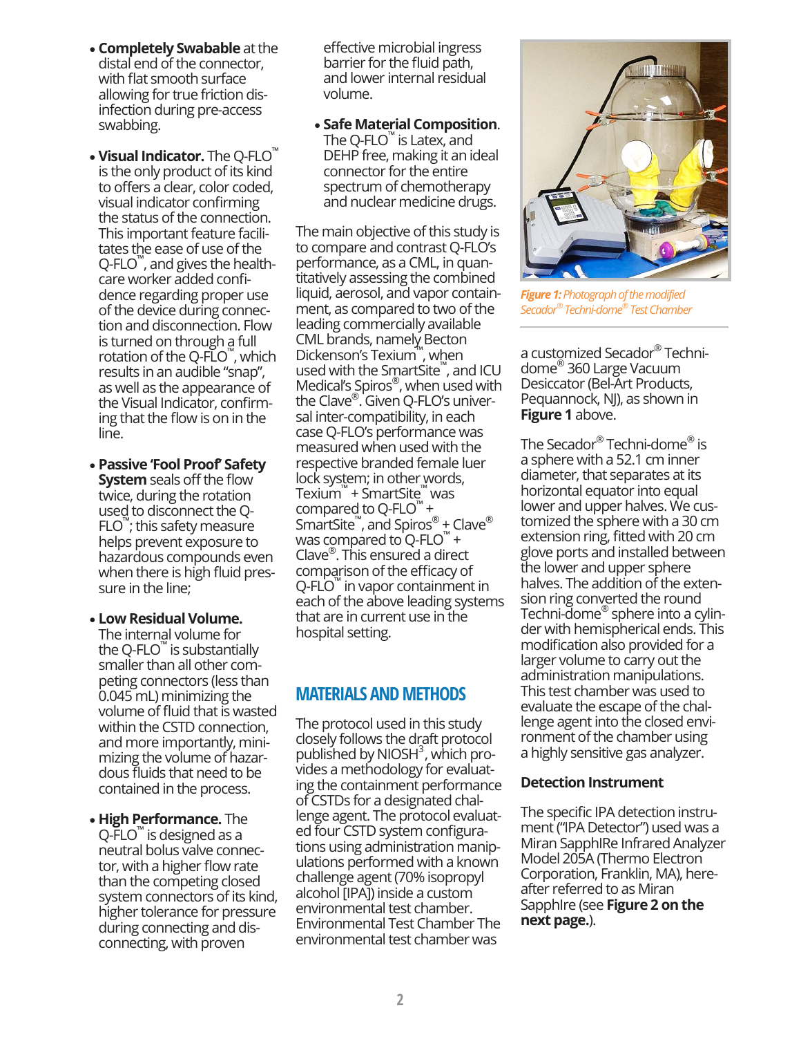- **Completely Swabable** at the distal end of the connector, with flat smooth surface allowing for true friction disinfection during pre-access swabbing.

- **Visual Indicator.** The Q-FLO™ is the only product of its kind to offers a clear, color coded, visual indicator confirming the status of the connection. This important feature facilitates the ease of use of the Q-FLO™, and gives the healthcare worker added confidence regarding proper use of the device during connection and disconnection. Flow is turned on through a full rotation of the Q-FLO™, which results in an audible "snap", as well as the appearance of the Visual Indicator, confirming that the flow is on in the line.

- **Passive 'Fool Proof' Safety System** seals off the flow twice, during the rotation used to disconnect the Q-FLO™; this safety measure helps prevent exposure to hazardous compounds even when there is high fluid pressure in the line;

- **Low Residual Volume.** The internal volume for the Q-FLO™ is substantially smaller than all other competing connectors (less than 0.045 mL) minimizing the volume of fluid that is wasted within the CSTD connection, and more importantly, minimizing the volume of hazardous fluids that need to be contained in the process.

- **High Performance.** The Q-FLO™ is designed as a neutral bolus valve connector, with a higher flow rate than the competing closed system connectors of its kind, higher tolerance for pressure during connecting and disconnecting, with proven effective microbial ingress barrier for the fluid path, and lower internal residual volume.

- **Safe Material Composition.** The Q-FLO™ is Latex, and DEHP free, making it an ideal connector for the entire spectrum of chemotherapy and nuclear medicine drugs.

The main objective of this study is to compare and contrast Q-FLO's performance, as a CML, in quantitatively assessing the combined liquid, aerosol, and vapor containment, as compared to two of the leading commercially available CML brands, namely Becton Dickenson's Texium™, when used with the SmartSite™, and ICU Medical's Spiros®, when used with the Clave®. Given Q-FLO's universal inter-compatibility, in each case Q-FLO's performance was measured when used with the respective branded female luer lock system; in other words, Texium™ + SmartSite™ was compared to Q-FLO™ + SmartSite™, and Spiros® + Clave® was compared to Q-FLO™ + Clave®. This ensured a direct comparison of the efficacy of Q-FLO™ in vapor containment in each of the above leading systems that are in current use in the hospital setting.

## MATERIALS AND METHODS

The protocol used in this study closely follows the draft protocol published by NIOSH[3], which provides a methodology for evaluating the containment performance of CSTDs for a designated challenge agent. The protocol evaluated four CSTD system configurations using administration manipulations performed with a known challenge agent (70% isopropyl alcohol [IPA]) inside a custom environmental test chamber. Environmental Test Chamber The environmental test chamber was a customized Secador® Techni-dome® 360 Large Vacuum Desiccator (Bel-Art Products, Pequannock, NJ), as shown in **Figure 1** above.

*Figure 1: Photograph of the modified Secador® Techni-dome® Test Chamber*

The Secador® Techni-dome® is a sphere with a 52.1 cm inner diameter, that separates at its horizontal equator into equal lower and upper halves. We customized the sphere with a 30 cm extension ring, fitted with 20 cm glove ports and installed between the lower and upper sphere halves. The addition of the extension ring converted the round Techni-dome® sphere into a cylinder with hemispherical ends. This modification also provided for a larger volume to carry out the administration manipulations. This test chamber was used to evaluate the escape of the challenge agent into the closed environment of the chamber using a highly sensitive gas analyzer.

### Detection Instrument

The specific IPA detection instrument ("IPA Detector") used was a Miran SapphIRe Infrared Analyzer Model 205A (Thermo Electron Corporation, Franklin, MA), hereafter referred to as Miran SapphIre (see **Figure 2 on the next page.**).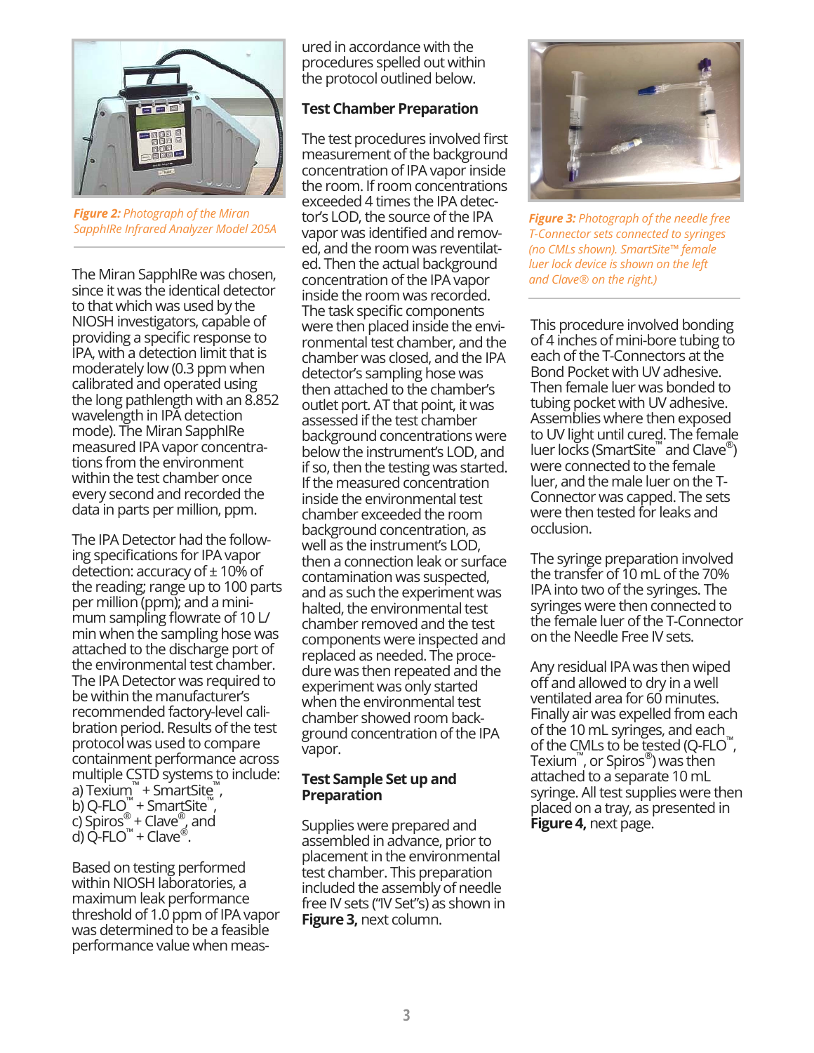*Figure 2: Photograph of the Miran SapphIRe Infrared Analyzer Model 205A*

The Miran SapphIRe was chosen, since it was the identical detector to that which was used by the NIOSH investigators, capable of providing a specific response to IPA, with a detection limit that is moderately low (0.3 ppm when calibrated and operated using the long pathlength with an 8.852 wavelength in IPA detection mode). The Miran SapphIRe measured IPA vapor concentrations from the environment within the test chamber once every second and recorded the data in parts per million, ppm.

The IPA Detector had the following specifications for IPA vapor detection: accuracy of ± 10% of the reading; range up to 100 parts per million (ppm); and a minimum sampling flowrate of 10 L/min when the sampling hose was attached to the discharge port of the environmental test chamber. The IPA Detector was required to be within the manufacturer's recommended factory-level calibration period. Results of the test protocol was used to compare containment performance across multiple CSTD systems to include:
a) Texium™ + SmartSite™,
b) Q-FLO™ + SmartSite™,
c) Spiros® + Clave®, and
d) Q-FLO™ + Clave®.

Based on testing performed within NIOSH laboratories, a maximum leak performance threshold of 1.0 ppm of IPA vapor was determined to be a feasible performance value when measured in accordance with the procedures spelled out within the protocol outlined below.

**Test Chamber Preparation**

The test procedures involved first measurement of the background concentration of IPA vapor inside the room. If room concentrations exceeded 4 times the IPA detector's LOD, the source of the IPA vapor was identified and removed, and the room was reventilated. Then the actual background concentration of the IPA vapor inside the room was recorded. The task specific components were then placed inside the environmental test chamber, and the chamber was closed, and the IPA detector's sampling hose was then attached to the chamber's outlet port. AT that point, it was assessed if the test chamber background concentrations were below the instrument's LOD, and if so, then the testing was started. If the measured concentration inside the environmental test chamber exceeded the room background concentration, as well as the instrument's LOD, then a connection leak or surface contamination was suspected, and as such the experiment was halted, the environmental test chamber removed and the test components were inspected and replaced as needed. The procedure was then repeated and the experiment was only started when the environmental test chamber showed room background concentration of the IPA vapor.

**Test Sample Set up and Preparation**

Supplies were prepared and assembled in advance, prior to placement in the environmental test chamber. This preparation included the assembly of needle free IV sets ("IV Set"s) as shown in **Figure 3,** next column.

*Figure 3: Photograph of the needle free T-Connector sets connected to syringes (no CMLs shown). SmartSite™ female luer lock device is shown on the left and Clave® on the right.)*

This procedure involved bonding of 4 inches of mini-bore tubing to each of the T-Connectors at the Bond Pocket with UV adhesive. Then female luer was bonded to tubing pocket with UV adhesive. Assemblies where then exposed to UV light until cured. The female luer locks (SmartSite™ and Clave®) were connected to the female luer, and the male luer on the T-Connector was capped. The sets were then tested for leaks and occlusion.

The syringe preparation involved the transfer of 10 mL of the 70% IPA into two of the syringes. The syringes were then connected to the female luer of the T-Connector on the Needle Free IV sets.

Any residual IPA was then wiped off and allowed to dry in a well ventilated area for 60 minutes. Finally air was expelled from each of the 10 mL syringes, and each of the CMLs to be tested (Q-FLO™, Texium™, or Spiros®) was then attached to a separate 10 mL syringe. All test supplies were then placed on a tray, as presented in **Figure 4,** next page.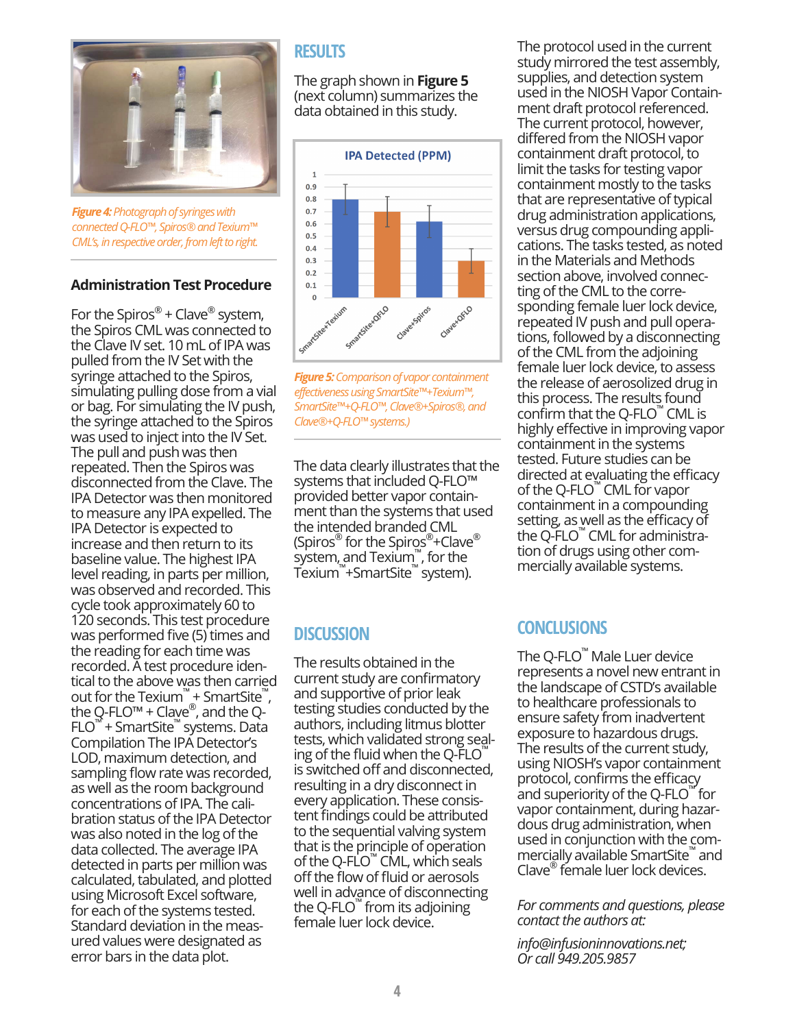*Figure 4: Photograph of syringes with connected Q-FLO™, Spiros® and Texium™ CML's, in respective order, from left to right.*

### Administration Test Procedure

For the Spiros® + Clave® system, the Spiros CML was connected to the Clave IV set. 10 mL of IPA was pulled from the IV Set with the syringe attached to the Spiros, simulating pulling dose from a vial or bag. For simulating the IV push, the syringe attached to the Spiros was used to inject into the IV Set. The pull and push was then repeated. Then the Spiros was disconnected from the Clave. The IPA Detector was then monitored to measure any IPA expelled. The IPA Detector is expected to increase and then return to its baseline value. The highest IPA level reading, in parts per million, was observed and recorded. This cycle took approximately 60 to 120 seconds. This test procedure was performed five (5) times and the reading for each time was recorded. A test procedure identical to the above was then carried out for the Texium™ + SmartSite™, the Q-FLO™ + Clave®, and the Q-FLO™ + SmartSite™ systems. Data Compilation The IPA Detector's LOD, maximum detection, and sampling flow rate was recorded, as well as the room background concentrations of IPA. The calibration status of the IPA Detector was also noted in the log of the data collected. The average IPA detected in parts per million was calculated, tabulated, and plotted using Microsoft Excel software, for each of the systems tested. Standard deviation in the measured values were designated as error bars in the data plot.

## RESULTS

The graph shown in **Figure 5** (next column) summarizes the data obtained in this study.

**IPA Detected (PPM)**

| System | IPA Detected (PPM) |
|---|---|
| SmartSite+Texium | ~0.8 |
| SmartSite+QFLO | ~0.7 |
| Clave+Spiros | ~0.6 |
| Clave+QFLO | ~0.3 |

***Figure 5:** Comparison of vapor containment effectiveness using SmartSite™+Texium™, SmartSite™+Q-FLO™, Clave®+Spiros®, and Clave®+Q-FLO™ systems.)*

The data clearly illustrates that the systems that included Q-FLO™ provided better vapor containment than the systems that used the intended branded CML (Spiros® for the Spiros®+Clave® system, and Texium™, for the Texium™+SmartSite™ system).

## DISCUSSION

The results obtained in the current study are confirmatory and supportive of prior leak testing studies conducted by the authors, including litmus blotter tests, which validated strong sealing of the fluid when the Q-FLO™ is switched off and disconnected, resulting in a dry disconnect in every application. These consistent findings could be attributed to the sequential valving system that is the principle of operation of the Q-FLO™ CML, which seals off the flow of fluid or aerosols well in advance of disconnecting the Q-FLO™ from its adjoining female luer lock device.

The protocol used in the current study mirrored the test assembly, supplies, and detection system used in the NIOSH Vapor Containment draft protocol referenced. The current protocol, however, differed from the NIOSH vapor containment draft protocol, to limit the tasks for testing vapor containment mostly to the tasks that are representative of typical drug administration applications, versus drug compounding applications. The tasks tested, as noted in the Materials and Methods section above, involved connecting of the CML to the corresponding female luer lock device, repeated IV push and pull operations, followed by a disconnecting of the CML from the adjoining female luer lock device, to assess the release of aerosolized drug in this process. The results found confirm that the Q-FLO™ CML is highly effective in improving vapor containment in the systems tested. Future studies can be directed at evaluating the efficacy of the Q-FLO™ CML for vapor containment in a compounding setting, as well as the efficacy of the Q-FLO™ CML for administration of drugs using other commercially available systems.

## CONCLUSIONS

The Q-FLO™ Male Luer device represents a novel new entrant in the landscape of CSTD's available to healthcare professionals to ensure safety from inadvertent exposure to hazardous drugs. The results of the current study, using NIOSH's vapor containment protocol, confirms the efficacy and superiority of the Q-FLO™ for vapor containment, during hazardous drug administration, when used in conjunction with the commercially available SmartSite™ and Clave® female luer lock devices.

*For comments and questions, please contact the authors at:*

*info@infusioninnovations.net; Or call 949.205.9857*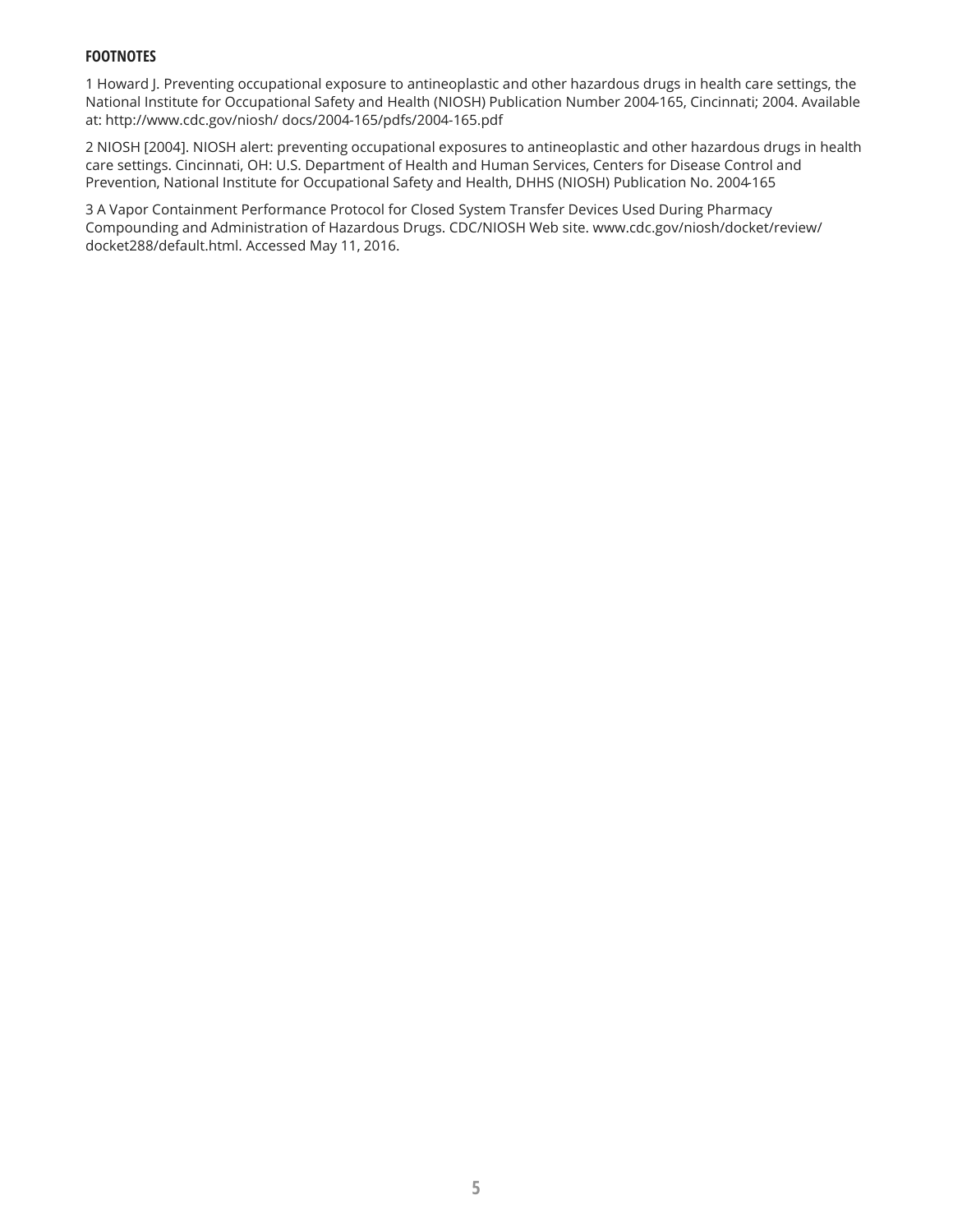**FOOTNOTES**

1 Howard J. Preventing occupational exposure to antineoplastic and other hazardous drugs in health care settings, the National Institute for Occupational Safety and Health (NIOSH) Publication Number 2004-165, Cincinnati; 2004. Available at: http://www.cdc.gov/niosh/ docs/2004-165/pdfs/2004-165.pdf

2 NIOSH [2004]. NIOSH alert: preventing occupational exposures to antineoplastic and other hazardous drugs in health care settings. Cincinnati, OH: U.S. Department of Health and Human Services, Centers for Disease Control and Prevention, National Institute for Occupational Safety and Health, DHHS (NIOSH) Publication No. 2004-165

3 A Vapor Containment Performance Protocol for Closed System Transfer Devices Used During Pharmacy Compounding and Administration of Hazardous Drugs. CDC/NIOSH Web site. www.cdc.gov/niosh/docket/review/ docket288/default.html. Accessed May 11, 2016.